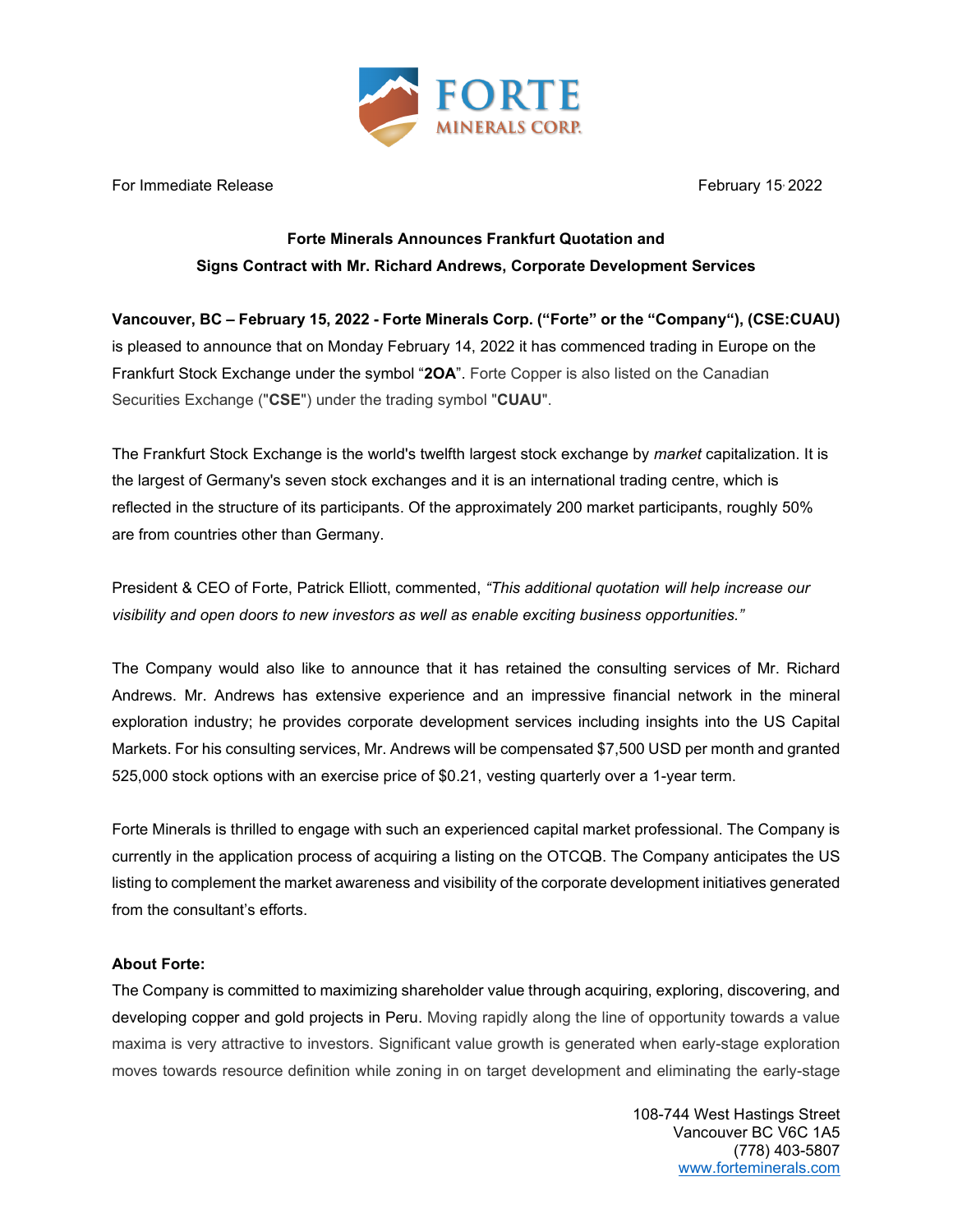For Immediate Release February 15, 2022

**Forte Minerals Announces Frankfurt Quotation and**
**Signs Contract with Mr. Richard Andrews, Corporate Development Services**

**Vancouver, BC – February 15, 2022 - Forte Minerals Corp. ("Forte" or the "Company"), (CSE:CUAU)** is pleased to announce that on Monday February 14, 2022 it has commenced trading in Europe on the Frankfurt Stock Exchange under the symbol "**2OA**". Forte Copper is also listed on the Canadian Securities Exchange ("**CSE**") under the trading symbol "**CUAU**".

The Frankfurt Stock Exchange is the world's twelfth largest stock exchange by *market* capitalization. It is the largest of Germany's seven stock exchanges and it is an international trading centre, which is reflected in the structure of its participants. Of the approximately 200 market participants, roughly 50% are from countries other than Germany.

President & CEO of Forte, Patrick Elliott, commented, *"This additional quotation will help increase our visibility and open doors to new investors as well as enable exciting business opportunities."*

The Company would also like to announce that it has retained the consulting services of Mr. Richard Andrews. Mr. Andrews has extensive experience and an impressive financial network in the mineral exploration industry; he provides corporate development services including insights into the US Capital Markets. For his consulting services, Mr. Andrews will be compensated $7,500 USD per month and granted 525,000 stock options with an exercise price of $0.21, vesting quarterly over a 1-year term.

Forte Minerals is thrilled to engage with such an experienced capital market professional. The Company is currently in the application process of acquiring a listing on the OTCQB. The Company anticipates the US listing to complement the market awareness and visibility of the corporate development initiatives generated from the consultant's efforts.

**About Forte:**

The Company is committed to maximizing shareholder value through acquiring, exploring, discovering, and developing copper and gold projects in Peru. Moving rapidly along the line of opportunity towards a value maxima is very attractive to investors. Significant value growth is generated when early-stage exploration moves towards resource definition while zoning in on target development and eliminating the early-stage

108-744 West Hastings Street
Vancouver BC V6C 1A5
(778) 403-5807
www.forteminerals.com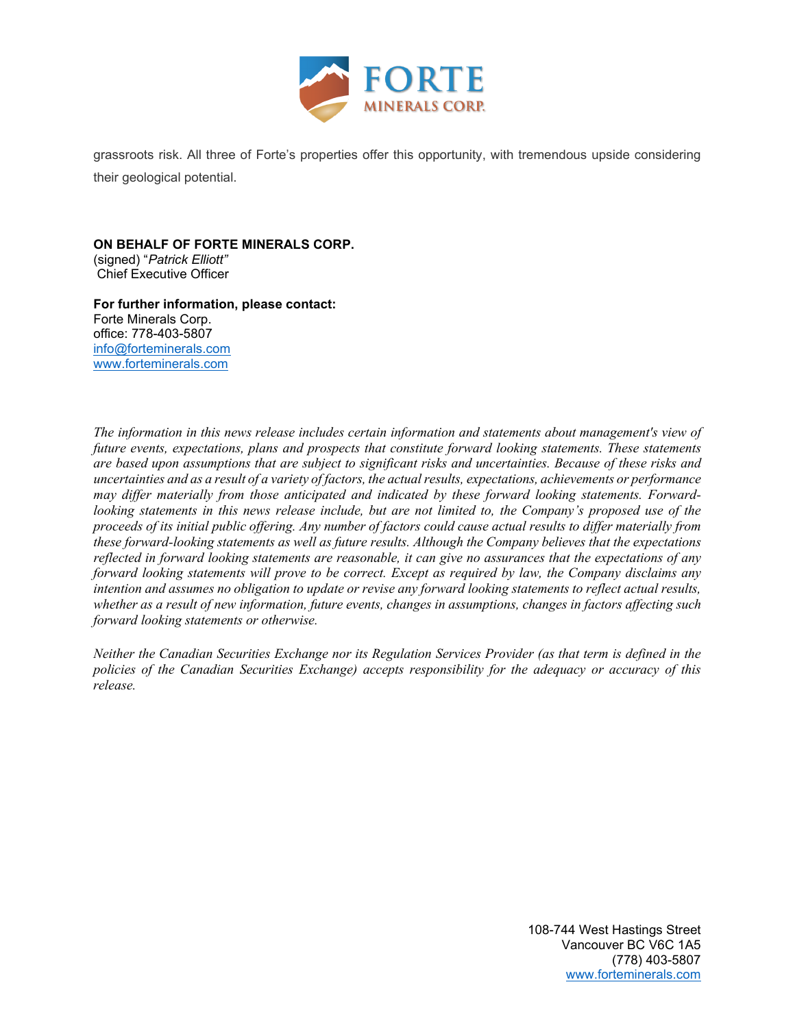grassroots risk. All three of Forte's properties offer this opportunity, with tremendous upside considering their geological potential.

**ON BEHALF OF FORTE MINERALS CORP.**
(signed) "*Patrick Elliott"*
Chief Executive Officer

**For further information, please contact:**
Forte Minerals Corp.
office: 778-403-5807
info@forteminerals.com
www.forteminerals.com

*The information in this news release includes certain information and statements about management's view of future events, expectations, plans and prospects that constitute forward looking statements. These statements are based upon assumptions that are subject to significant risks and uncertainties. Because of these risks and uncertainties and as a result of a variety of factors, the actual results, expectations, achievements or performance may differ materially from those anticipated and indicated by these forward looking statements. Forward-looking statements in this news release include, but are not limited to, the Company's proposed use of the proceeds of its initial public offering. Any number of factors could cause actual results to differ materially from these forward-looking statements as well as future results. Although the Company believes that the expectations reflected in forward looking statements are reasonable, it can give no assurances that the expectations of any forward looking statements will prove to be correct. Except as required by law, the Company disclaims any intention and assumes no obligation to update or revise any forward looking statements to reflect actual results, whether as a result of new information, future events, changes in assumptions, changes in factors affecting such forward looking statements or otherwise.*

*Neither the Canadian Securities Exchange nor its Regulation Services Provider (as that term is defined in the policies of the Canadian Securities Exchange) accepts responsibility for the adequacy or accuracy of this release.*